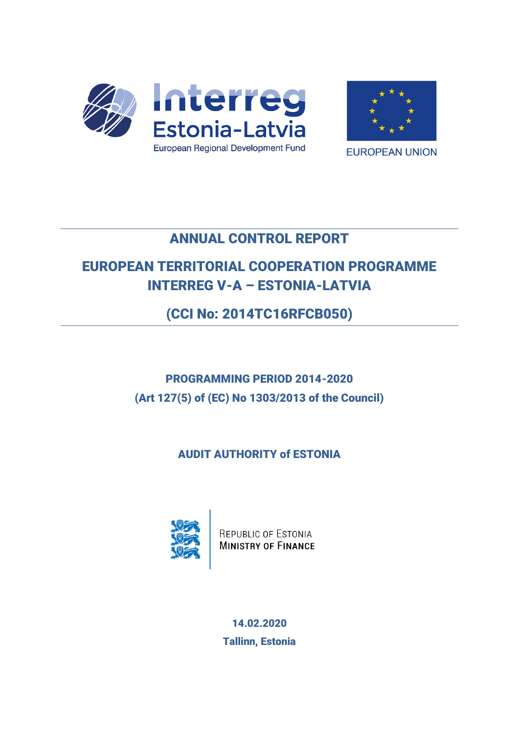Interreg
Estonia-Latvia
European Regional Development Fund

EUROPEAN UNION

# ANNUAL CONTROL REPORT

# EUROPEAN TERRITORIAL COOPERATION PROGRAMME INTERREG V-A – ESTONIA-LATVIA

# (CCI No: 2014TC16RFCB050)

**PROGRAMMING PERIOD 2014-2020**

**(Art 127(5) of (EC) No 1303/2013 of the Council)**

**AUDIT AUTHORITY of ESTONIA**

REPUBLIC OF ESTONIA
MINISTRY OF FINANCE

**14.02.2020**

**Tallinn, Estonia**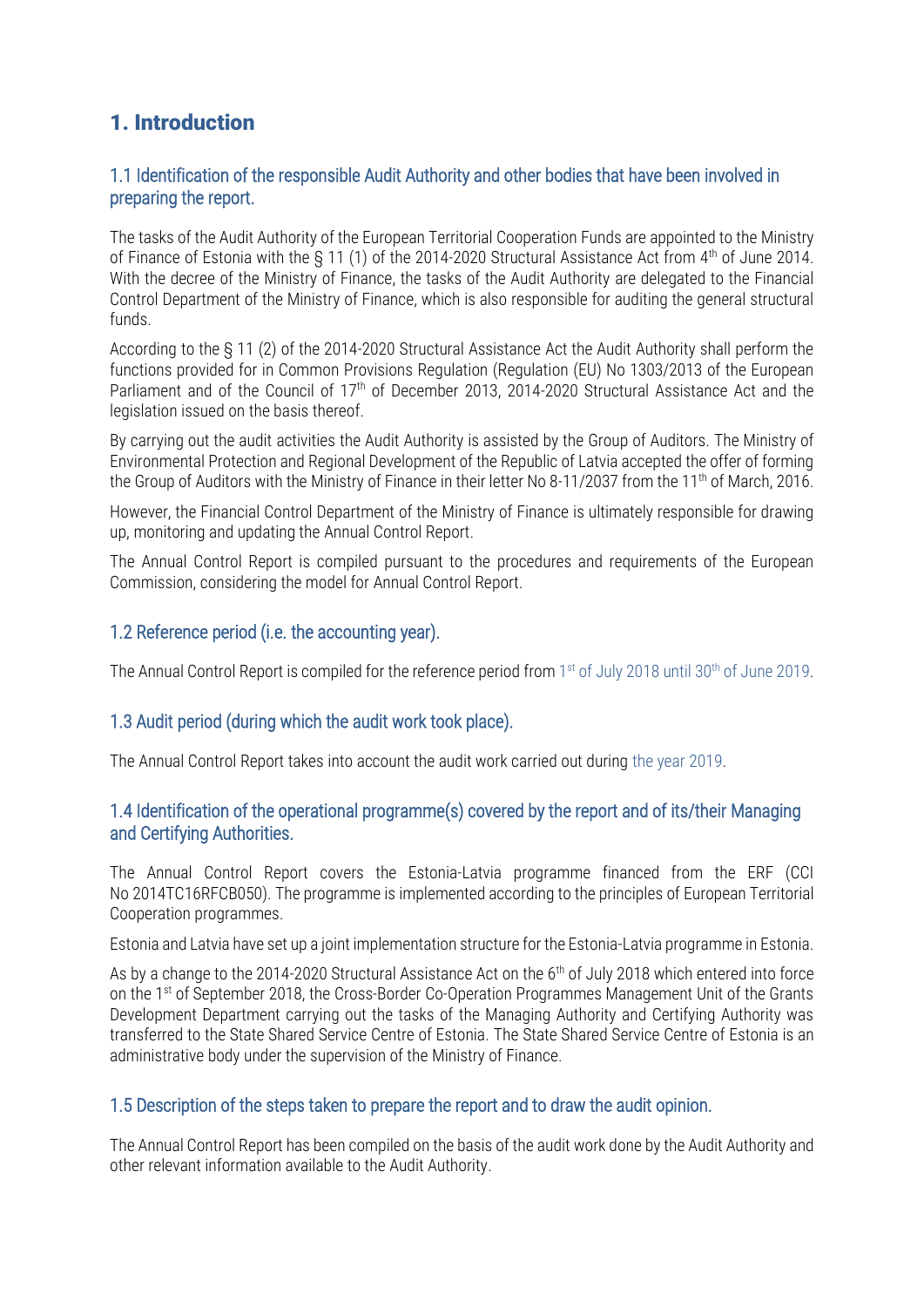# 1. Introduction

## 1.1 Identification of the responsible Audit Authority and other bodies that have been involved in preparing the report.

The tasks of the Audit Authority of the European Territorial Cooperation Funds are appointed to the Ministry of Finance of Estonia with the § 11 (1) of the 2014-2020 Structural Assistance Act from 4th of June 2014. With the decree of the Ministry of Finance, the tasks of the Audit Authority are delegated to the Financial Control Department of the Ministry of Finance, which is also responsible for auditing the general structural funds.

According to the § 11 (2) of the 2014-2020 Structural Assistance Act the Audit Authority shall perform the functions provided for in Common Provisions Regulation (Regulation (EU) No 1303/2013 of the European Parliament and of the Council of 17th of December 2013, 2014-2020 Structural Assistance Act and the legislation issued on the basis thereof.

By carrying out the audit activities the Audit Authority is assisted by the Group of Auditors. The Ministry of Environmental Protection and Regional Development of the Republic of Latvia accepted the offer of forming the Group of Auditors with the Ministry of Finance in their letter No 8-11/2037 from the 11th of March, 2016.

However, the Financial Control Department of the Ministry of Finance is ultimately responsible for drawing up, monitoring and updating the Annual Control Report.

The Annual Control Report is compiled pursuant to the procedures and requirements of the European Commission, considering the model for Annual Control Report.

## 1.2 Reference period (i.e. the accounting year).

The Annual Control Report is compiled for the reference period from 1st of July 2018 until 30th of June 2019.

## 1.3 Audit period (during which the audit work took place).

The Annual Control Report takes into account the audit work carried out during the year 2019.

## 1.4 Identification of the operational programme(s) covered by the report and of its/their Managing and Certifying Authorities.

The Annual Control Report covers the Estonia-Latvia programme financed from the ERF (CCI No 2014TC16RFCB050). The programme is implemented according to the principles of European Territorial Cooperation programmes.

Estonia and Latvia have set up a joint implementation structure for the Estonia-Latvia programme in Estonia.

As by a change to the 2014-2020 Structural Assistance Act on the 6th of July 2018 which entered into force on the 1st of September 2018, the Cross-Border Co-Operation Programmes Management Unit of the Grants Development Department carrying out the tasks of the Managing Authority and Certifying Authority was transferred to the State Shared Service Centre of Estonia. The State Shared Service Centre of Estonia is an administrative body under the supervision of the Ministry of Finance.

## 1.5 Description of the steps taken to prepare the report and to draw the audit opinion.

The Annual Control Report has been compiled on the basis of the audit work done by the Audit Authority and other relevant information available to the Audit Authority.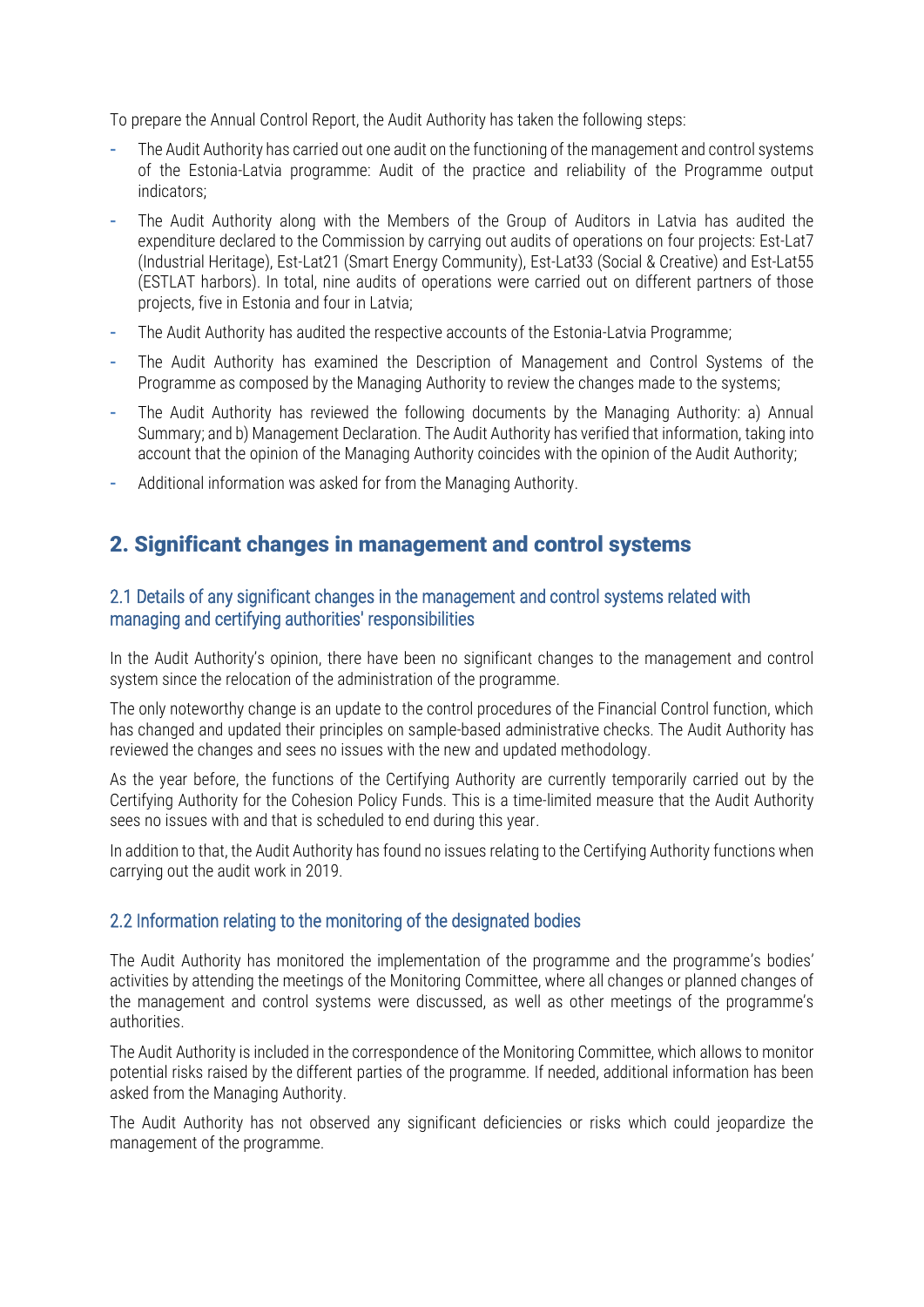To prepare the Annual Control Report, the Audit Authority has taken the following steps:

- The Audit Authority has carried out one audit on the functioning of the management and control systems of the Estonia-Latvia programme: Audit of the practice and reliability of the Programme output indicators;
- The Audit Authority along with the Members of the Group of Auditors in Latvia has audited the expenditure declared to the Commission by carrying out audits of operations on four projects: Est-Lat7 (Industrial Heritage), Est-Lat21 (Smart Energy Community), Est-Lat33 (Social & Creative) and Est-Lat55 (ESTLAT harbors). In total, nine audits of operations were carried out on different partners of those projects, five in Estonia and four in Latvia;
- The Audit Authority has audited the respective accounts of the Estonia-Latvia Programme;
- The Audit Authority has examined the Description of Management and Control Systems of the Programme as composed by the Managing Authority to review the changes made to the systems;
- The Audit Authority has reviewed the following documents by the Managing Authority: a) Annual Summary; and b) Management Declaration. The Audit Authority has verified that information, taking into account that the opinion of the Managing Authority coincides with the opinion of the Audit Authority;
- Additional information was asked for from the Managing Authority.

## 2. Significant changes in management and control systems

### 2.1 Details of any significant changes in the management and control systems related with managing and certifying authorities' responsibilities

In the Audit Authority's opinion, there have been no significant changes to the management and control system since the relocation of the administration of the programme.

The only noteworthy change is an update to the control procedures of the Financial Control function, which has changed and updated their principles on sample-based administrative checks. The Audit Authority has reviewed the changes and sees no issues with the new and updated methodology.

As the year before, the functions of the Certifying Authority are currently temporarily carried out by the Certifying Authority for the Cohesion Policy Funds. This is a time-limited measure that the Audit Authority sees no issues with and that is scheduled to end during this year.

In addition to that, the Audit Authority has found no issues relating to the Certifying Authority functions when carrying out the audit work in 2019.

### 2.2 Information relating to the monitoring of the designated bodies

The Audit Authority has monitored the implementation of the programme and the programme's bodies' activities by attending the meetings of the Monitoring Committee, where all changes or planned changes of the management and control systems were discussed, as well as other meetings of the programme's authorities.

The Audit Authority is included in the correspondence of the Monitoring Committee, which allows to monitor potential risks raised by the different parties of the programme. If needed, additional information has been asked from the Managing Authority.

The Audit Authority has not observed any significant deficiencies or risks which could jeopardize the management of the programme.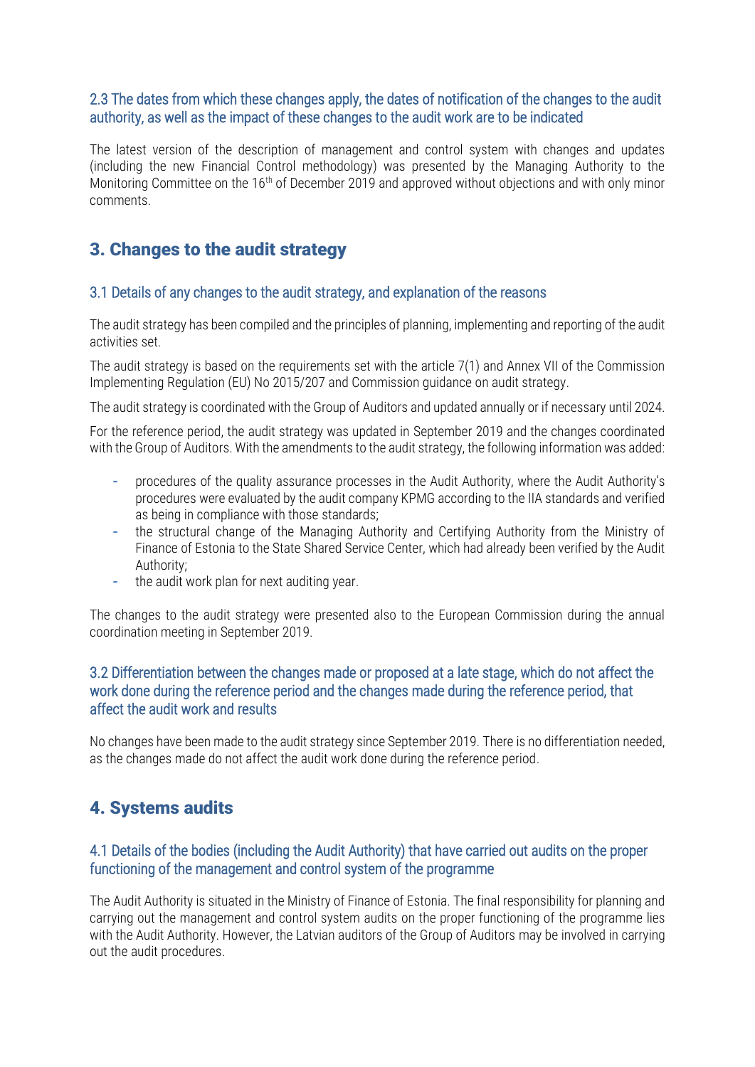### 2.3 The dates from which these changes apply, the dates of notification of the changes to the audit authority, as well as the impact of these changes to the audit work are to be indicated

The latest version of the description of management and control system with changes and updates (including the new Financial Control methodology) was presented by the Managing Authority to the Monitoring Committee on the 16th of December 2019 and approved without objections and with only minor comments.

## 3. Changes to the audit strategy

### 3.1 Details of any changes to the audit strategy, and explanation of the reasons

The audit strategy has been compiled and the principles of planning, implementing and reporting of the audit activities set.

The audit strategy is based on the requirements set with the article 7(1) and Annex VII of the Commission Implementing Regulation (EU) No 2015/207 and Commission guidance on audit strategy.

The audit strategy is coordinated with the Group of Auditors and updated annually or if necessary until 2024.

For the reference period, the audit strategy was updated in September 2019 and the changes coordinated with the Group of Auditors. With the amendments to the audit strategy, the following information was added:

- procedures of the quality assurance processes in the Audit Authority, where the Audit Authority's procedures were evaluated by the audit company KPMG according to the IIA standards and verified as being in compliance with those standards;
- the structural change of the Managing Authority and Certifying Authority from the Ministry of Finance of Estonia to the State Shared Service Center, which had already been verified by the Audit Authority;
- the audit work plan for next auditing year.

The changes to the audit strategy were presented also to the European Commission during the annual coordination meeting in September 2019.

### 3.2 Differentiation between the changes made or proposed at a late stage, which do not affect the work done during the reference period and the changes made during the reference period, that affect the audit work and results

No changes have been made to the audit strategy since September 2019. There is no differentiation needed, as the changes made do not affect the audit work done during the reference period.

## 4. Systems audits

### 4.1 Details of the bodies (including the Audit Authority) that have carried out audits on the proper functioning of the management and control system of the programme

The Audit Authority is situated in the Ministry of Finance of Estonia. The final responsibility for planning and carrying out the management and control system audits on the proper functioning of the programme lies with the Audit Authority. However, the Latvian auditors of the Group of Auditors may be involved in carrying out the audit procedures.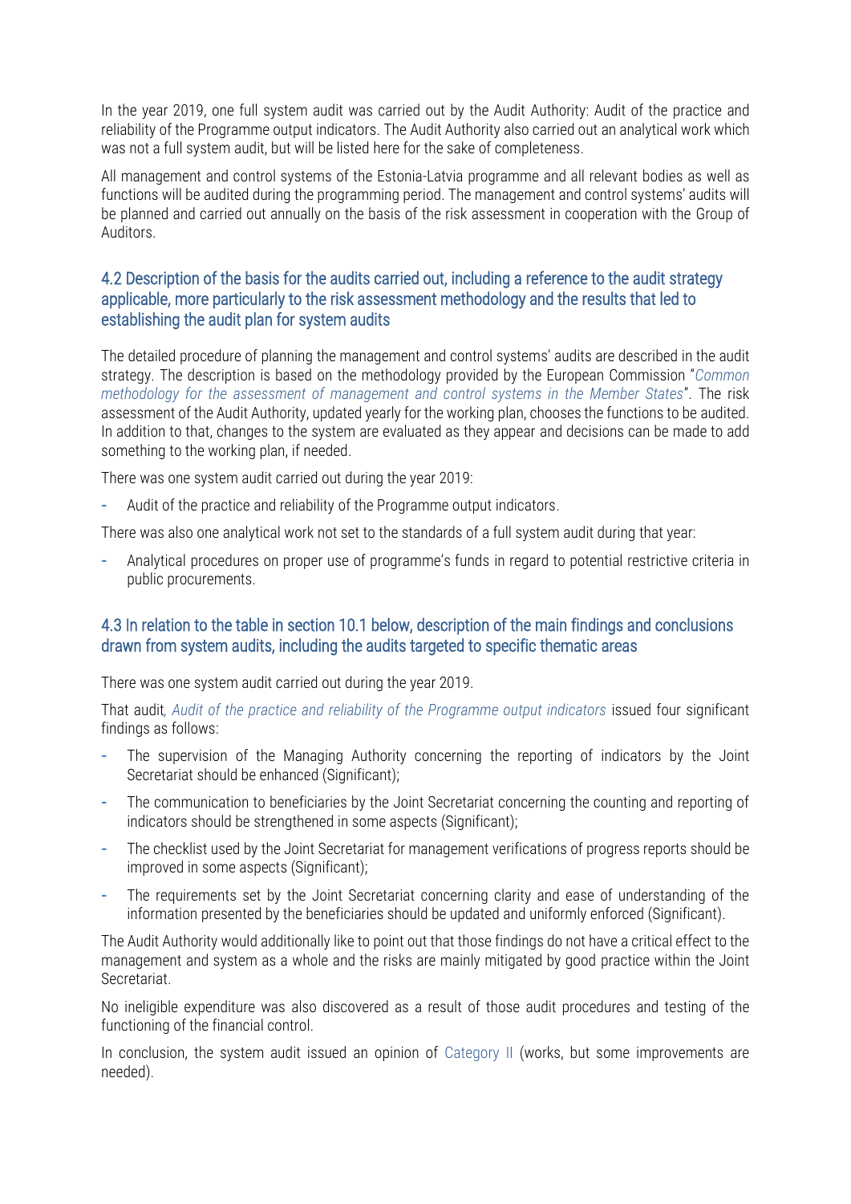In the year 2019, one full system audit was carried out by the Audit Authority: Audit of the practice and reliability of the Programme output indicators. The Audit Authority also carried out an analytical work which was not a full system audit, but will be listed here for the sake of completeness.

All management and control systems of the Estonia-Latvia programme and all relevant bodies as well as functions will be audited during the programming period. The management and control systems' audits will be planned and carried out annually on the basis of the risk assessment in cooperation with the Group of Auditors.

## 4.2 Description of the basis for the audits carried out, including a reference to the audit strategy applicable, more particularly to the risk assessment methodology and the results that led to establishing the audit plan for system audits

The detailed procedure of planning the management and control systems' audits are described in the audit strategy. The description is based on the methodology provided by the European Commission "*Common methodology for the assessment of management and control systems in the Member States*". The risk assessment of the Audit Authority, updated yearly for the working plan, chooses the functions to be audited. In addition to that, changes to the system are evaluated as they appear and decisions can be made to add something to the working plan, if needed.

There was one system audit carried out during the year 2019:

- Audit of the practice and reliability of the Programme output indicators.

There was also one analytical work not set to the standards of a full system audit during that year:

- Analytical procedures on proper use of programme's funds in regard to potential restrictive criteria in public procurements.

## 4.3 In relation to the table in section 10.1 below, description of the main findings and conclusions drawn from system audits, including the audits targeted to specific thematic areas

There was one system audit carried out during the year 2019.

That audit*, Audit of the practice and reliability of the Programme output indicators* issued four significant findings as follows:

- The supervision of the Managing Authority concerning the reporting of indicators by the Joint Secretariat should be enhanced (Significant);
- The communication to beneficiaries by the Joint Secretariat concerning the counting and reporting of indicators should be strengthened in some aspects (Significant);
- The checklist used by the Joint Secretariat for management verifications of progress reports should be improved in some aspects (Significant);
- The requirements set by the Joint Secretariat concerning clarity and ease of understanding of the information presented by the beneficiaries should be updated and uniformly enforced (Significant).

The Audit Authority would additionally like to point out that those findings do not have a critical effect to the management and system as a whole and the risks are mainly mitigated by good practice within the Joint Secretariat.

No ineligible expenditure was also discovered as a result of those audit procedures and testing of the functioning of the financial control.

In conclusion, the system audit issued an opinion of Category II (works, but some improvements are needed).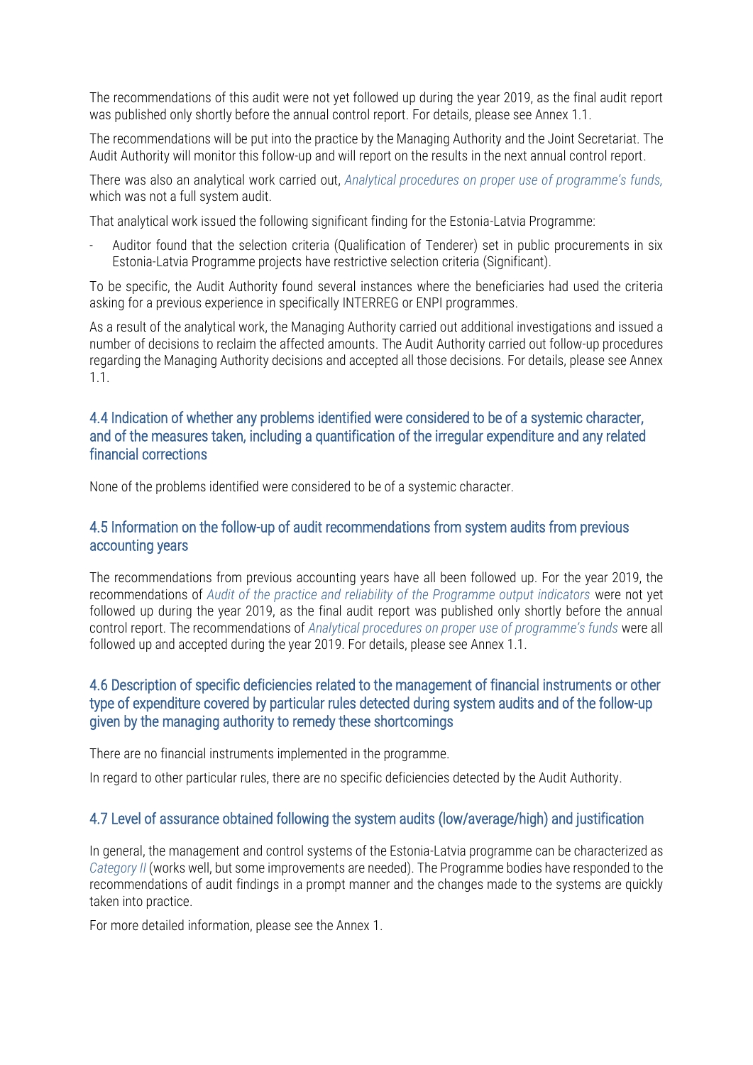The recommendations of this audit were not yet followed up during the year 2019, as the final audit report was published only shortly before the annual control report. For details, please see Annex 1.1.

The recommendations will be put into the practice by the Managing Authority and the Joint Secretariat. The Audit Authority will monitor this follow-up and will report on the results in the next annual control report.

There was also an analytical work carried out, *Analytical procedures on proper use of programme's funds,* which was not a full system audit.

That analytical work issued the following significant finding for the Estonia-Latvia Programme:

- Auditor found that the selection criteria (Qualification of Tenderer) set in public procurements in six Estonia-Latvia Programme projects have restrictive selection criteria (Significant).

To be specific, the Audit Authority found several instances where the beneficiaries had used the criteria asking for a previous experience in specifically INTERREG or ENPI programmes.

As a result of the analytical work, the Managing Authority carried out additional investigations and issued a number of decisions to reclaim the affected amounts. The Audit Authority carried out follow-up procedures regarding the Managing Authority decisions and accepted all those decisions. For details, please see Annex 1.1.

## 4.4 Indication of whether any problems identified were considered to be of a systemic character, and of the measures taken, including a quantification of the irregular expenditure and any related financial corrections

None of the problems identified were considered to be of a systemic character.

## 4.5 Information on the follow-up of audit recommendations from system audits from previous accounting years

The recommendations from previous accounting years have all been followed up. For the year 2019, the recommendations of *Audit of the practice and reliability of the Programme output indicators* were not yet followed up during the year 2019, as the final audit report was published only shortly before the annual control report. The recommendations of *Analytical procedures on proper use of programme's funds* were all followed up and accepted during the year 2019. For details, please see Annex 1.1.

## 4.6 Description of specific deficiencies related to the management of financial instruments or other type of expenditure covered by particular rules detected during system audits and of the follow-up given by the managing authority to remedy these shortcomings

There are no financial instruments implemented in the programme.

In regard to other particular rules, there are no specific deficiencies detected by the Audit Authority.

## 4.7 Level of assurance obtained following the system audits (low/average/high) and justification

In general, the management and control systems of the Estonia-Latvia programme can be characterized as *Category II* (works well, but some improvements are needed). The Programme bodies have responded to the recommendations of audit findings in a prompt manner and the changes made to the systems are quickly taken into practice.

For more detailed information, please see the Annex 1.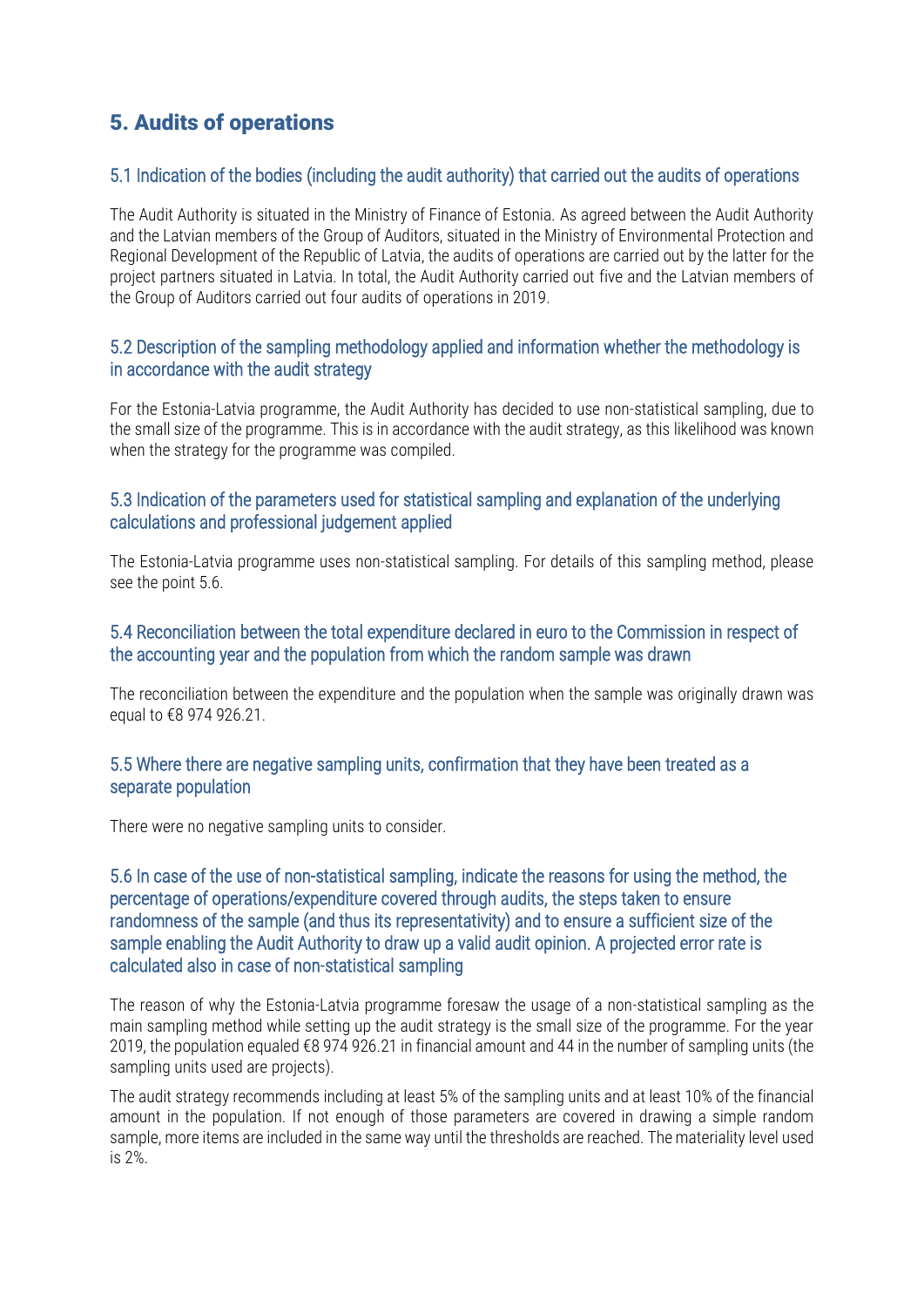# 5. Audits of operations

## 5.1 Indication of the bodies (including the audit authority) that carried out the audits of operations

The Audit Authority is situated in the Ministry of Finance of Estonia. As agreed between the Audit Authority and the Latvian members of the Group of Auditors, situated in the Ministry of Environmental Protection and Regional Development of the Republic of Latvia, the audits of operations are carried out by the latter for the project partners situated in Latvia. In total, the Audit Authority carried out five and the Latvian members of the Group of Auditors carried out four audits of operations in 2019.

## 5.2 Description of the sampling methodology applied and information whether the methodology is in accordance with the audit strategy

For the Estonia-Latvia programme, the Audit Authority has decided to use non-statistical sampling, due to the small size of the programme. This is in accordance with the audit strategy, as this likelihood was known when the strategy for the programme was compiled.

## 5.3 Indication of the parameters used for statistical sampling and explanation of the underlying calculations and professional judgement applied

The Estonia-Latvia programme uses non-statistical sampling. For details of this sampling method, please see the point 5.6.

## 5.4 Reconciliation between the total expenditure declared in euro to the Commission in respect of the accounting year and the population from which the random sample was drawn

The reconciliation between the expenditure and the population when the sample was originally drawn was equal to €8 974 926.21.

## 5.5 Where there are negative sampling units, confirmation that they have been treated as a separate population

There were no negative sampling units to consider.

## 5.6 In case of the use of non-statistical sampling, indicate the reasons for using the method, the percentage of operations/expenditure covered through audits, the steps taken to ensure randomness of the sample (and thus its representativity) and to ensure a sufficient size of the sample enabling the Audit Authority to draw up a valid audit opinion. A projected error rate is calculated also in case of non-statistical sampling

The reason of why the Estonia-Latvia programme foresaw the usage of a non-statistical sampling as the main sampling method while setting up the audit strategy is the small size of the programme. For the year 2019, the population equaled €8 974 926.21 in financial amount and 44 in the number of sampling units (the sampling units used are projects).

The audit strategy recommends including at least 5% of the sampling units and at least 10% of the financial amount in the population. If not enough of those parameters are covered in drawing a simple random sample, more items are included in the same way until the thresholds are reached. The materiality level used is 2%.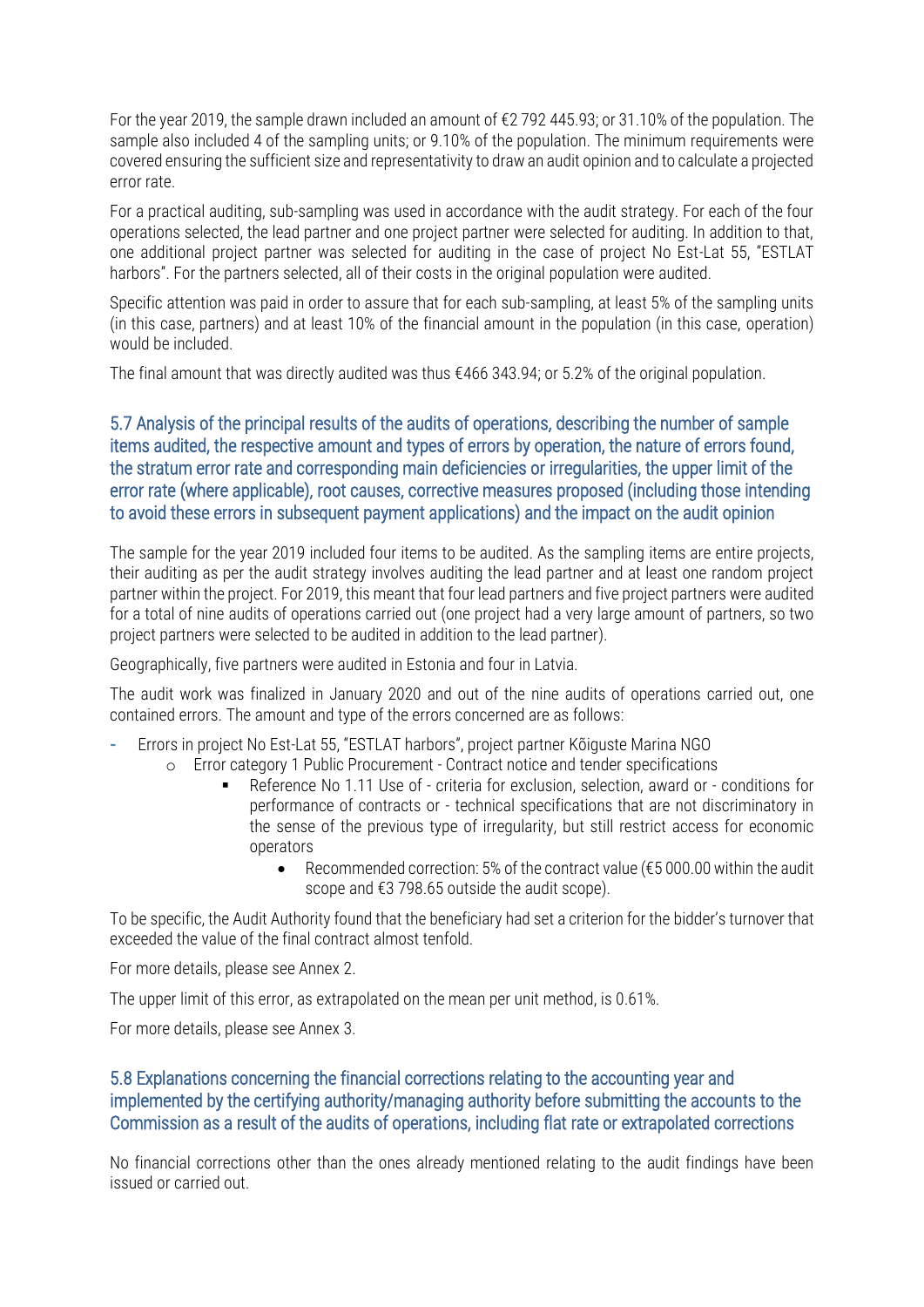For the year 2019, the sample drawn included an amount of €2 792 445.93; or 31.10% of the population. The sample also included 4 of the sampling units; or 9.10% of the population. The minimum requirements were covered ensuring the sufficient size and representativity to draw an audit opinion and to calculate a projected error rate.

For a practical auditing, sub-sampling was used in accordance with the audit strategy. For each of the four operations selected, the lead partner and one project partner were selected for auditing. In addition to that, one additional project partner was selected for auditing in the case of project No Est-Lat 55, "ESTLAT harbors". For the partners selected, all of their costs in the original population were audited.

Specific attention was paid in order to assure that for each sub-sampling, at least 5% of the sampling units (in this case, partners) and at least 10% of the financial amount in the population (in this case, operation) would be included.

The final amount that was directly audited was thus €466 343.94; or 5.2% of the original population.

## 5.7 Analysis of the principal results of the audits of operations, describing the number of sample items audited, the respective amount and types of errors by operation, the nature of errors found, the stratum error rate and corresponding main deficiencies or irregularities, the upper limit of the error rate (where applicable), root causes, corrective measures proposed (including those intending to avoid these errors in subsequent payment applications) and the impact on the audit opinion

The sample for the year 2019 included four items to be audited. As the sampling items are entire projects, their auditing as per the audit strategy involves auditing the lead partner and at least one random project partner within the project. For 2019, this meant that four lead partners and five project partners were audited for a total of nine audits of operations carried out (one project had a very large amount of partners, so two project partners were selected to be audited in addition to the lead partner).

Geographically, five partners were audited in Estonia and four in Latvia.

The audit work was finalized in January 2020 and out of the nine audits of operations carried out, one contained errors. The amount and type of the errors concerned are as follows:

- Errors in project No Est-Lat 55, "ESTLAT harbors", project partner Kõiguste Marina NGO
  - Error category 1 Public Procurement - Contract notice and tender specifications
    - Reference No 1.11 Use of - criteria for exclusion, selection, award or - conditions for performance of contracts or - technical specifications that are not discriminatory in the sense of the previous type of irregularity, but still restrict access for economic operators
      - Recommended correction: 5% of the contract value (€5 000.00 within the audit scope and €3 798.65 outside the audit scope).

To be specific, the Audit Authority found that the beneficiary had set a criterion for the bidder's turnover that exceeded the value of the final contract almost tenfold.

For more details, please see Annex 2.

The upper limit of this error, as extrapolated on the mean per unit method, is 0.61%.

For more details, please see Annex 3.

## 5.8 Explanations concerning the financial corrections relating to the accounting year and implemented by the certifying authority/managing authority before submitting the accounts to the Commission as a result of the audits of operations, including flat rate or extrapolated corrections

No financial corrections other than the ones already mentioned relating to the audit findings have been issued or carried out.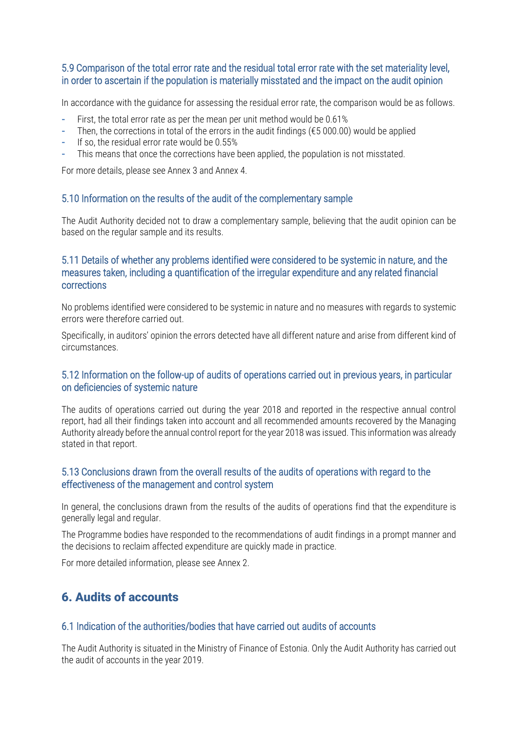### 5.9 Comparison of the total error rate and the residual total error rate with the set materiality level, in order to ascertain if the population is materially misstated and the impact on the audit opinion

In accordance with the guidance for assessing the residual error rate, the comparison would be as follows.

- First, the total error rate as per the mean per unit method would be 0.61%
- Then, the corrections in total of the errors in the audit findings (€5 000.00) would be applied
- If so, the residual error rate would be 0.55%
- This means that once the corrections have been applied, the population is not misstated.

For more details, please see Annex 3 and Annex 4.

### 5.10 Information on the results of the audit of the complementary sample

The Audit Authority decided not to draw a complementary sample, believing that the audit opinion can be based on the regular sample and its results.

### 5.11 Details of whether any problems identified were considered to be systemic in nature, and the measures taken, including a quantification of the irregular expenditure and any related financial corrections

No problems identified were considered to be systemic in nature and no measures with regards to systemic errors were therefore carried out.

Specifically, in auditors' opinion the errors detected have all different nature and arise from different kind of circumstances.

### 5.12 Information on the follow-up of audits of operations carried out in previous years, in particular on deficiencies of systemic nature

The audits of operations carried out during the year 2018 and reported in the respective annual control report, had all their findings taken into account and all recommended amounts recovered by the Managing Authority already before the annual control report for the year 2018 was issued. This information was already stated in that report.

### 5.13 Conclusions drawn from the overall results of the audits of operations with regard to the effectiveness of the management and control system

In general, the conclusions drawn from the results of the audits of operations find that the expenditure is generally legal and regular.

The Programme bodies have responded to the recommendations of audit findings in a prompt manner and the decisions to reclaim affected expenditure are quickly made in practice.

For more detailed information, please see Annex 2.

## 6. Audits of accounts

### 6.1 Indication of the authorities/bodies that have carried out audits of accounts

The Audit Authority is situated in the Ministry of Finance of Estonia. Only the Audit Authority has carried out the audit of accounts in the year 2019.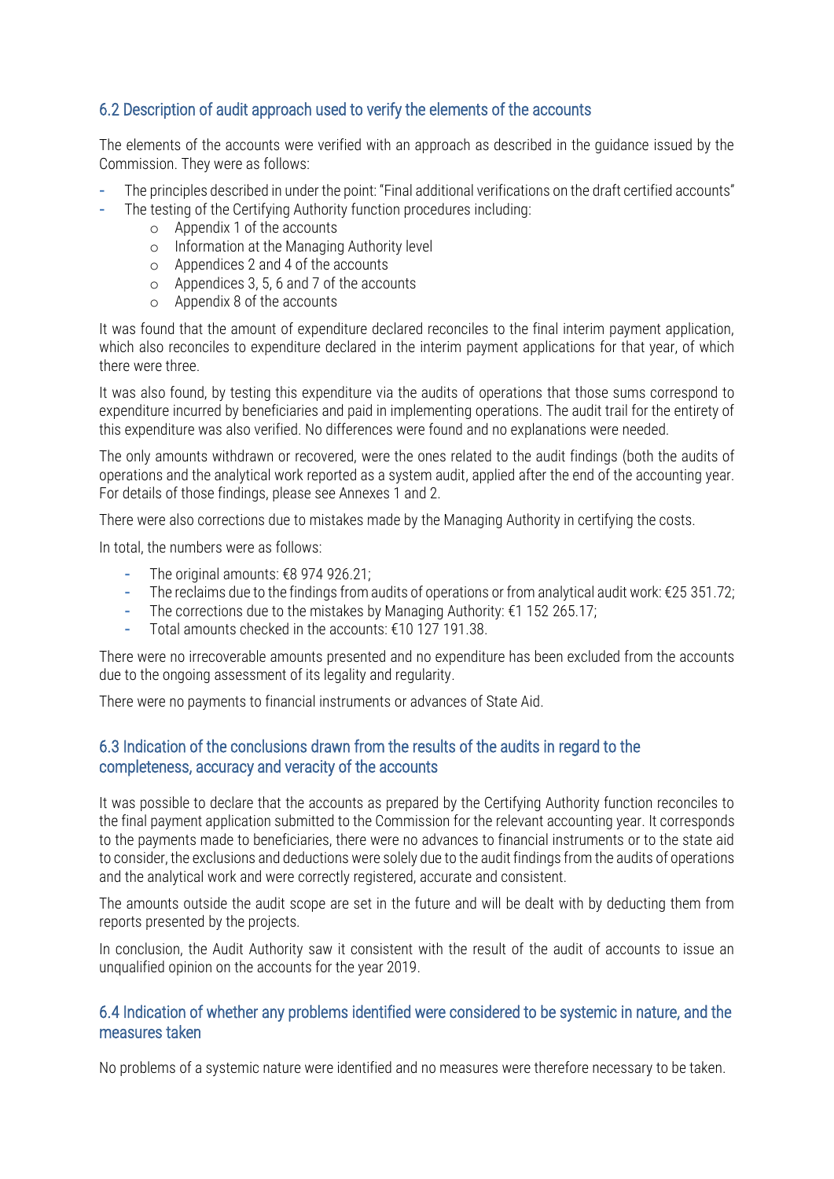## 6.2 Description of audit approach used to verify the elements of the accounts

The elements of the accounts were verified with an approach as described in the guidance issued by the Commission. They were as follows:

- The principles described in under the point: "Final additional verifications on the draft certified accounts"
- The testing of the Certifying Authority function procedures including:
    - Appendix 1 of the accounts
    - Information at the Managing Authority level
    - Appendices 2 and 4 of the accounts
    - Appendices 3, 5, 6 and 7 of the accounts
    - Appendix 8 of the accounts

It was found that the amount of expenditure declared reconciles to the final interim payment application, which also reconciles to expenditure declared in the interim payment applications for that year, of which there were three.

It was also found, by testing this expenditure via the audits of operations that those sums correspond to expenditure incurred by beneficiaries and paid in implementing operations. The audit trail for the entirety of this expenditure was also verified. No differences were found and no explanations were needed.

The only amounts withdrawn or recovered, were the ones related to the audit findings (both the audits of operations and the analytical work reported as a system audit, applied after the end of the accounting year. For details of those findings, please see Annexes 1 and 2.

There were also corrections due to mistakes made by the Managing Authority in certifying the costs.

In total, the numbers were as follows:

- The original amounts: €8 974 926.21;
- The reclaims due to the findings from audits of operations or from analytical audit work: €25 351.72;
- The corrections due to the mistakes by Managing Authority: €1 152 265.17;
- Total amounts checked in the accounts: €10 127 191.38.

There were no irrecoverable amounts presented and no expenditure has been excluded from the accounts due to the ongoing assessment of its legality and regularity.

There were no payments to financial instruments or advances of State Aid.

## 6.3 Indication of the conclusions drawn from the results of the audits in regard to the completeness, accuracy and veracity of the accounts

It was possible to declare that the accounts as prepared by the Certifying Authority function reconciles to the final payment application submitted to the Commission for the relevant accounting year. It corresponds to the payments made to beneficiaries, there were no advances to financial instruments or to the state aid to consider, the exclusions and deductions were solely due to the audit findings from the audits of operations and the analytical work and were correctly registered, accurate and consistent.

The amounts outside the audit scope are set in the future and will be dealt with by deducting them from reports presented by the projects.

In conclusion, the Audit Authority saw it consistent with the result of the audit of accounts to issue an unqualified opinion on the accounts for the year 2019.

## 6.4 Indication of whether any problems identified were considered to be systemic in nature, and the measures taken

No problems of a systemic nature were identified and no measures were therefore necessary to be taken.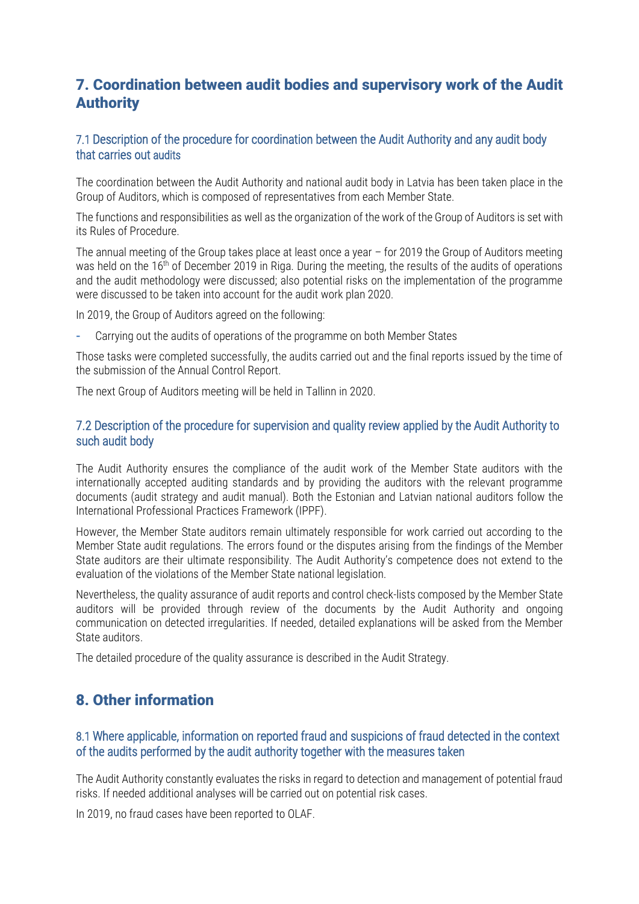## 7. Coordination between audit bodies and supervisory work of the Audit Authority

### 7.1 Description of the procedure for coordination between the Audit Authority and any audit body that carries out audits

The coordination between the Audit Authority and national audit body in Latvia has been taken place in the Group of Auditors, which is composed of representatives from each Member State.

The functions and responsibilities as well as the organization of the work of the Group of Auditors is set with its Rules of Procedure.

The annual meeting of the Group takes place at least once a year – for 2019 the Group of Auditors meeting was held on the 16th of December 2019 in Riga. During the meeting, the results of the audits of operations and the audit methodology were discussed; also potential risks on the implementation of the programme were discussed to be taken into account for the audit work plan 2020.

In 2019, the Group of Auditors agreed on the following:

- Carrying out the audits of operations of the programme on both Member States

Those tasks were completed successfully, the audits carried out and the final reports issued by the time of the submission of the Annual Control Report.

The next Group of Auditors meeting will be held in Tallinn in 2020.

### 7.2 Description of the procedure for supervision and quality review applied by the Audit Authority to such audit body

The Audit Authority ensures the compliance of the audit work of the Member State auditors with the internationally accepted auditing standards and by providing the auditors with the relevant programme documents (audit strategy and audit manual). Both the Estonian and Latvian national auditors follow the International Professional Practices Framework (IPPF).

However, the Member State auditors remain ultimately responsible for work carried out according to the Member State audit regulations. The errors found or the disputes arising from the findings of the Member State auditors are their ultimate responsibility. The Audit Authority's competence does not extend to the evaluation of the violations of the Member State national legislation.

Nevertheless, the quality assurance of audit reports and control check-lists composed by the Member State auditors will be provided through review of the documents by the Audit Authority and ongoing communication on detected irregularities. If needed, detailed explanations will be asked from the Member State auditors.

The detailed procedure of the quality assurance is described in the Audit Strategy.

## 8. Other information

### 8.1 Where applicable, information on reported fraud and suspicions of fraud detected in the context of the audits performed by the audit authority together with the measures taken

The Audit Authority constantly evaluates the risks in regard to detection and management of potential fraud risks. If needed additional analyses will be carried out on potential risk cases.

In 2019, no fraud cases have been reported to OLAF.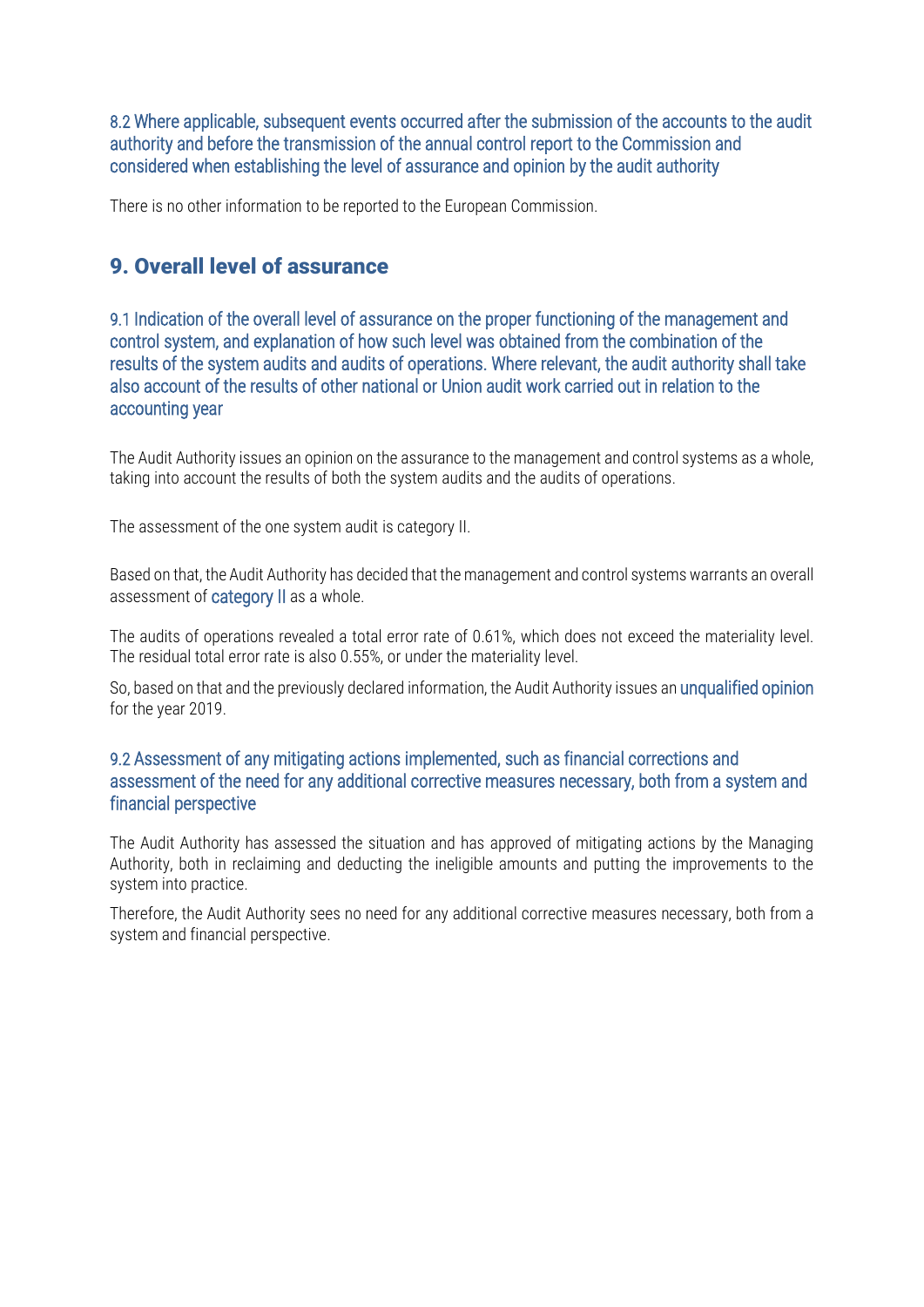### 8.2 Where applicable, subsequent events occurred after the submission of the accounts to the audit authority and before the transmission of the annual control report to the Commission and considered when establishing the level of assurance and opinion by the audit authority

There is no other information to be reported to the European Commission.

## 9. Overall level of assurance

### 9.1 Indication of the overall level of assurance on the proper functioning of the management and control system, and explanation of how such level was obtained from the combination of the results of the system audits and audits of operations. Where relevant, the audit authority shall take also account of the results of other national or Union audit work carried out in relation to the accounting year

The Audit Authority issues an opinion on the assurance to the management and control systems as a whole, taking into account the results of both the system audits and the audits of operations.

The assessment of the one system audit is category II.

Based on that, the Audit Authority has decided that the management and control systems warrants an overall assessment of category II as a whole.

The audits of operations revealed a total error rate of 0.61%, which does not exceed the materiality level. The residual total error rate is also 0.55%, or under the materiality level.

So, based on that and the previously declared information, the Audit Authority issues an unqualified opinion for the year 2019.

### 9.2 Assessment of any mitigating actions implemented, such as financial corrections and assessment of the need for any additional corrective measures necessary, both from a system and financial perspective

The Audit Authority has assessed the situation and has approved of mitigating actions by the Managing Authority, both in reclaiming and deducting the ineligible amounts and putting the improvements to the system into practice.

Therefore, the Audit Authority sees no need for any additional corrective measures necessary, both from a system and financial perspective.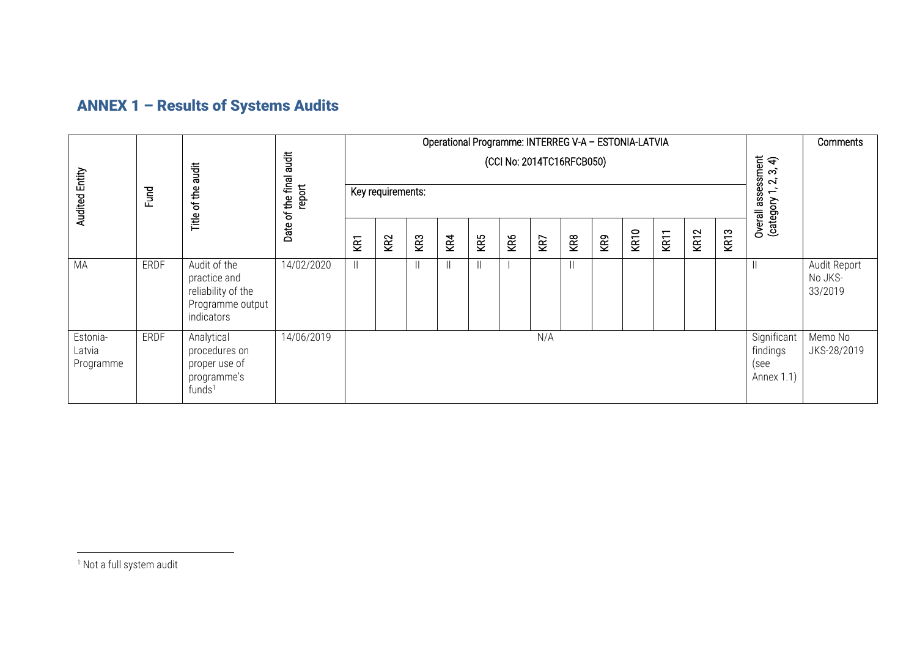## ANNEX 1 – Results of Systems Audits

| Audited Entity | Fund | Title of the audit | Date of the final audit report | Operational Programme: INTERREG V-A – ESTONIA-LATVIA (CCI No: 2014TC16RFCB050) | | | | | | | | | | | | | Overall assessment (category 1, 2, 3, 4) | Comments |
|---|---|---|---|---|---|---|---|---|---|---|---|---|---|---|---|---|---|---|
| | | | | Key requirements: | | | | | | | | | | | | | | |
| | | | | KR1 | KR2 | KR3 | KR4 | KR5 | KR6 | KR7 | KR8 | KR9 | KR10 | KR11 | KR12 | KR13 | | |
| MA | ERDF | Audit of the practice and reliability of the Programme output indicators | 14/02/2020 | II | | II | II | II | I | | II | | | | | | II | Audit Report No JKS-33/2019 |
| Estonia-Latvia Programme | ERDF | Analytical procedures on proper use of programme's funds[1] | 14/06/2019 | N/A | | | | | | | | | | | | | Significant findings (see Annex 1.1) | Memo No JKS-28/2019 |

[1] Not a full system audit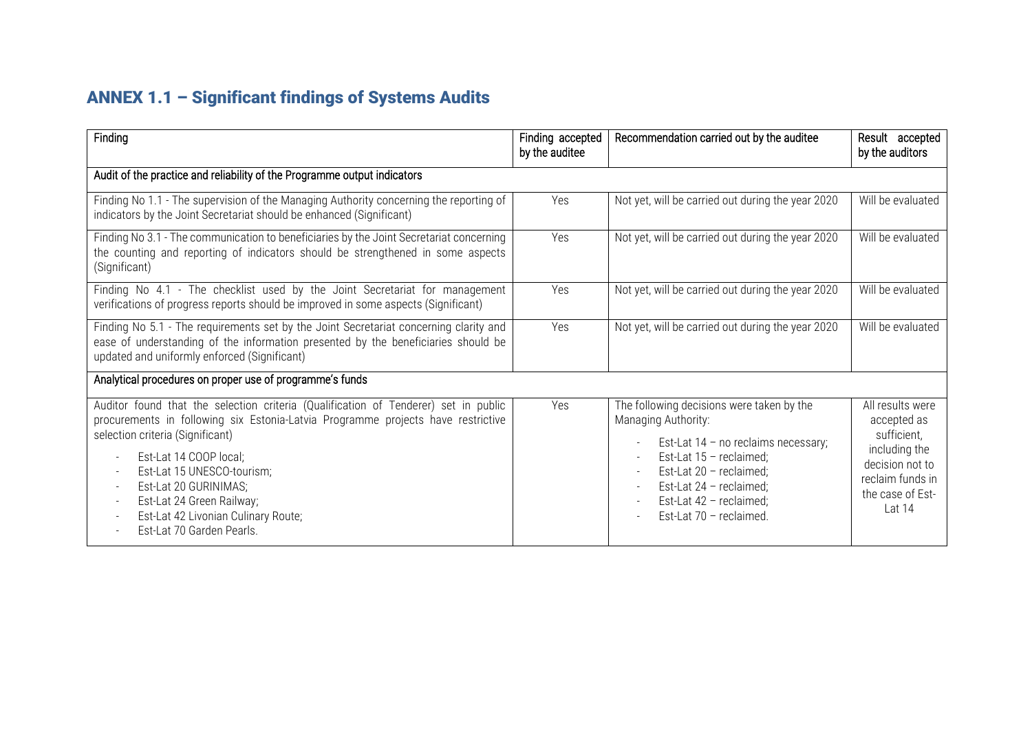## ANNEX 1.1 – Significant findings of Systems Audits

| Finding | Finding accepted by the auditee | Recommendation carried out by the auditee | Result accepted by the auditors |
|---|---|---|---|
| Audit of the practice and reliability of the Programme output indicators | | | |
| Finding No 1.1 - The supervision of the Managing Authority concerning the reporting of indicators by the Joint Secretariat should be enhanced (Significant) | Yes | Not yet, will be carried out during the year 2020 | Will be evaluated |
| Finding No 3.1 - The communication to beneficiaries by the Joint Secretariat concerning the counting and reporting of indicators should be strengthened in some aspects (Significant) | Yes | Not yet, will be carried out during the year 2020 | Will be evaluated |
| Finding No 4.1 - The checklist used by the Joint Secretariat for management verifications of progress reports should be improved in some aspects (Significant) | Yes | Not yet, will be carried out during the year 2020 | Will be evaluated |
| Finding No 5.1 - The requirements set by the Joint Secretariat concerning clarity and ease of understanding of the information presented by the beneficiaries should be updated and uniformly enforced (Significant) | Yes | Not yet, will be carried out during the year 2020 | Will be evaluated |
| Analytical procedures on proper use of programme's funds | | | |
| Auditor found that the selection criteria (Qualification of Tenderer) set in public procurements in following six Estonia-Latvia Programme projects have restrictive selection criteria (Significant)<br>- Est-Lat 14 COOP local;<br>- Est-Lat 15 UNESCO-tourism;<br>- Est-Lat 20 GURINIMAS;<br>- Est-Lat 24 Green Railway;<br>- Est-Lat 42 Livonian Culinary Route;<br>- Est-Lat 70 Garden Pearls. | Yes | The following decisions were taken by the Managing Authority:<br>- Est-Lat 14 – no reclaims necessary;<br>- Est-Lat 15 – reclaimed;<br>- Est-Lat 20 – reclaimed;<br>- Est-Lat 24 – reclaimed;<br>- Est-Lat 42 – reclaimed;<br>- Est-Lat 70 – reclaimed. | All results were accepted as sufficient, including the decision not to reclaim funds in the case of Est-Lat 14 |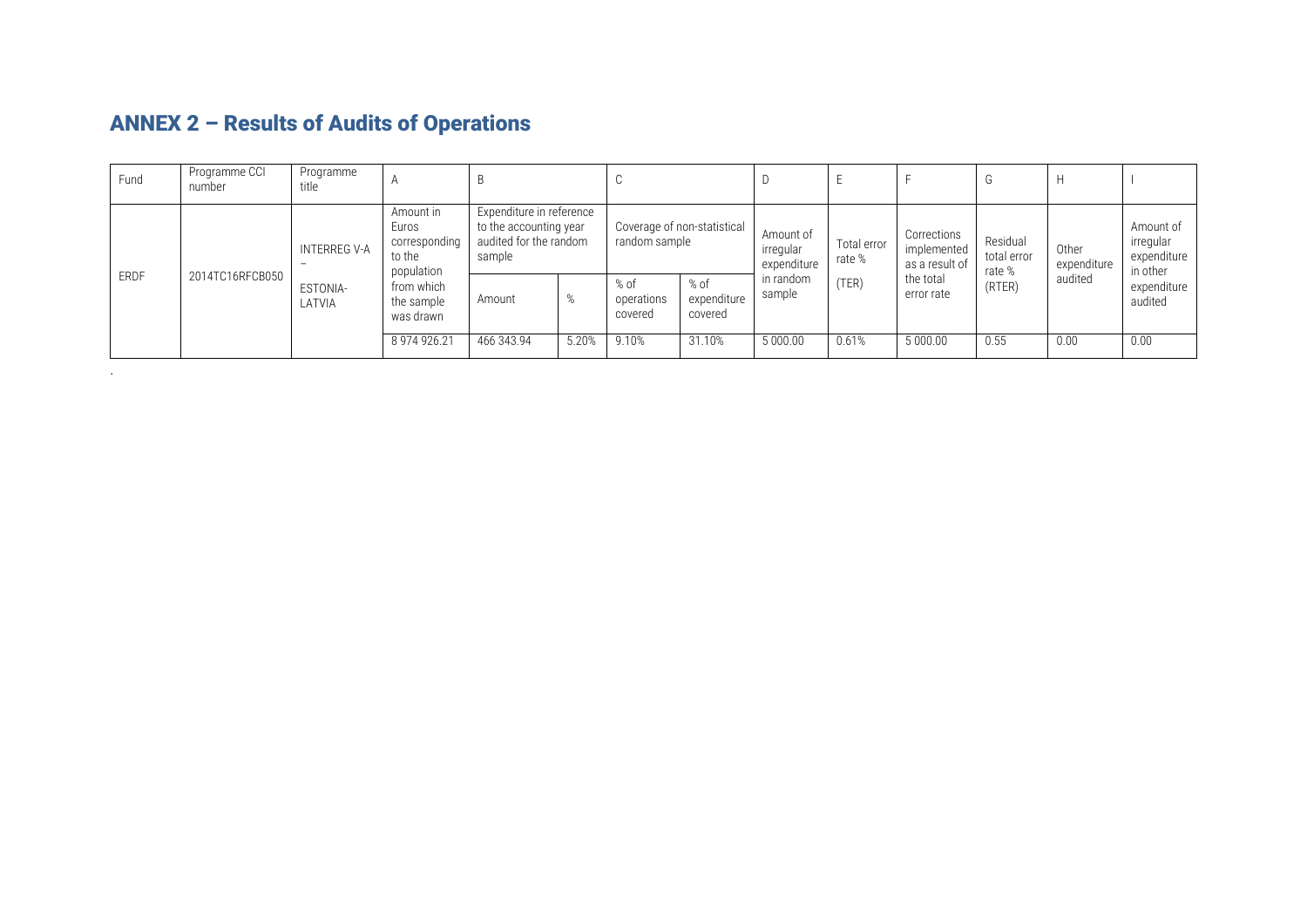## ANNEX 2 – Results of Audits of Operations

| Fund | Programme CCI number | Programme title | A | B | | C | | D | E | F | G | H | I |
|---|---|---|---|---|---|---|---|---|---|---|---|---|---|
| | | | Amount in Euros corresponding to the population from which the sample was drawn | Expenditure in reference to the accounting year audited for the random sample | | Coverage of non-statistical random sample | | Amount of irregular expenditure in random sample | Total error rate % (TER) | Corrections implemented as a result of the total error rate | Residual total error rate % (RTER) | Other expenditure audited | Amount of irregular expenditure in other expenditure audited |
| | | | | Amount | % | % of operations covered | % of expenditure covered | | | | | | |
| ERDF | 2014TC16RFCB050 | INTERREG V-A – ESTONIA-LATVIA | 8 974 926.21 | 466 343.94 | 5.20% | 9.10% | 31.10% | 5 000.00 | 0.61% | 5 000.00 | 0.55 | 0.00 | 0.00 |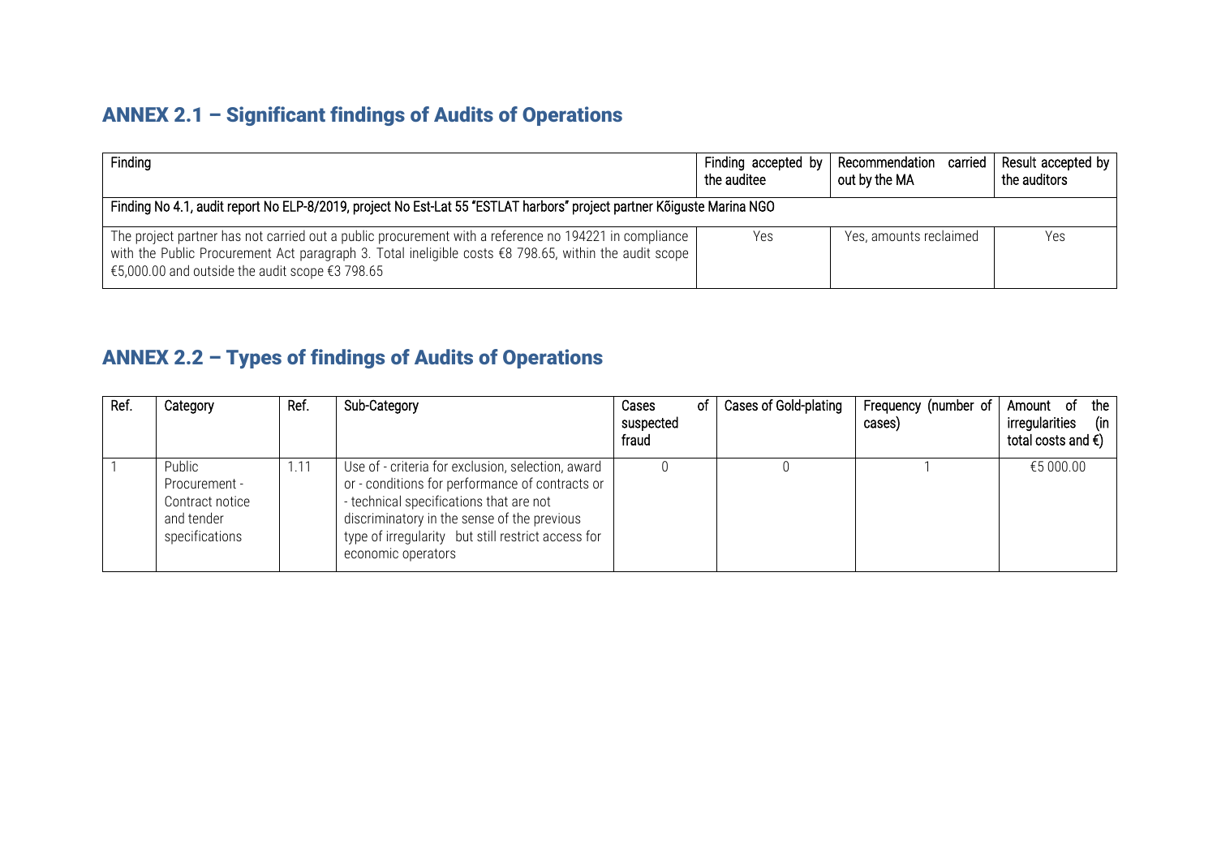## ANNEX 2.1 – Significant findings of Audits of Operations

| Finding | Finding accepted by the auditee | Recommendation carried out by the MA | Result accepted by the auditors |
|---|---|---|---|
| Finding No 4.1, audit report No ELP-8/2019, project No Est-Lat 55 "ESTLAT harbors" project partner Kõiguste Marina NGO | | | |
| The project partner has not carried out a public procurement with a reference no 194221 in compliance with the Public Procurement Act paragraph 3. Total ineligible costs €8 798.65, within the audit scope €5,000.00 and outside the audit scope €3 798.65 | Yes | Yes, amounts reclaimed | Yes |

## ANNEX 2.2 – Types of findings of Audits of Operations

| Ref. | Category | Ref. | Sub-Category | Cases of suspected fraud | Cases of Gold-plating | Frequency (number of cases) | Amount of the irregularities (in total costs and €) |
|---|---|---|---|---|---|---|---|
| 1 | Public Procurement - Contract notice and tender specifications | 1.11 | Use of - criteria for exclusion, selection, award or - conditions for performance of contracts or - technical specifications that are not discriminatory in the sense of the previous type of irregularity but still restrict access for economic operators | 0 | 0 | 1 | €5 000.00 |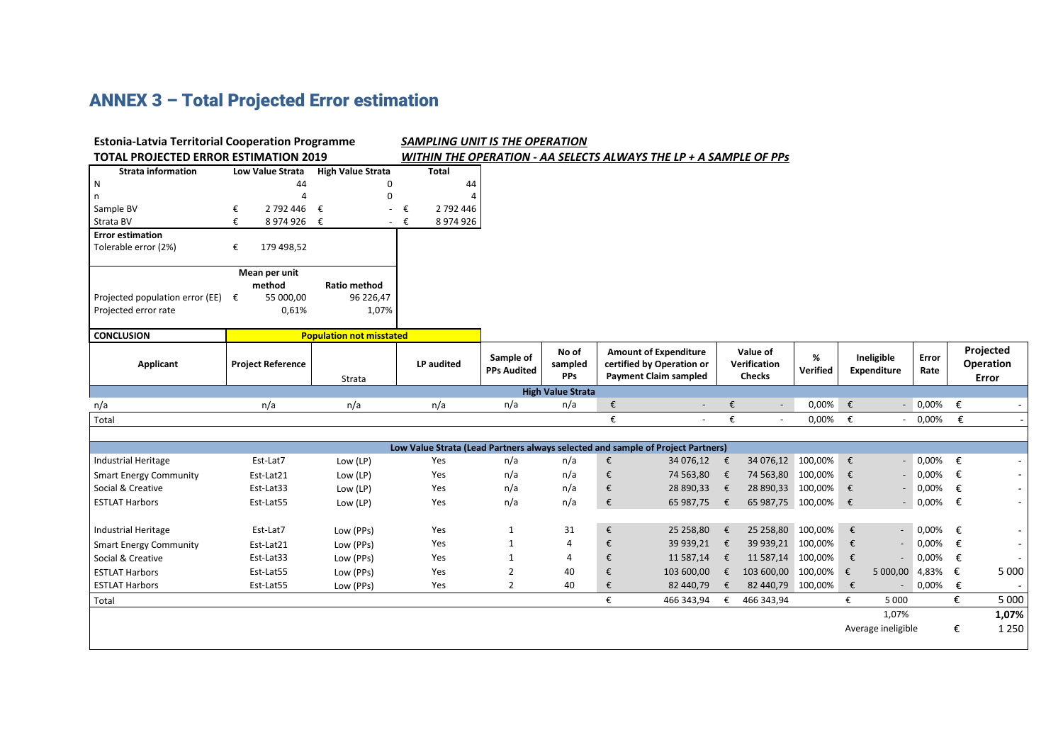# ANNEX 3 – Total Projected Error estimation

**Estonia-Latvia Territorial Cooperation Programme**
**TOTAL PROJECTED ERROR ESTIMATION 2019**

***SAMPLING UNIT IS THE OPERATION***
***WITHIN THE OPERATION - AA SELECTS ALWAYS THE LP + A SAMPLE OF PPs***

| Strata information | Low Value Strata | High Value Strata | Total |
|---|---|---|---|
| N | 44 | 0 | 44 |
| n | 4 | 0 | 4 |
| Sample BV | € 2 792 446 | € - | € 2 792 446 |
| Strata BV | € 8 974 926 | € - | € 8 974 926 |
| **Error estimation** | | | |
| Tolerable error (2%) | € 179 498,52 | | |
| | **Mean per unit method** | **Ratio method** | |
| Projected population error (EE) | € 55 000,00 | 96 226,47 | |
| Projected error rate | 0,61% | 1,07% | |
| **CONCLUSION** | **Population not misstated** | | |

| Applicant | Project Reference | Strata | LP audited | Sample of PPs Audited | No of sampled PPs | Amount of Expenditure certified by Operation or Payment Claim sampled | Value of Verification Checks | % Verified | Ineligible Expenditure | Error Rate | Projected Operation Error |
|---|---|---|---|---|---|---|---|---|---|---|---|
| **High Value Strata** | | | | | | | | | | | |
| n/a | n/a | n/a | n/a | n/a | n/a | € - | € - | 0,00% | € - | 0,00% | € - |
| Total | | | | | | € - | € - | 0,00% | € - | 0,00% | € - |
| **Low Value Strata (Lead Partners always selected and sample of Project Partners)** | | | | | | | | | | | |
| Industrial Heritage | Est-Lat7 | Low (LP) | Yes | n/a | n/a | € 34 076,12 | € 34 076,12 | 100,00% | € - | 0,00% | € - |
| Smart Energy Community | Est-Lat21 | Low (LP) | Yes | n/a | n/a | € 74 563,80 | € 74 563,80 | 100,00% | € - | 0,00% | € - |
| Social & Creative | Est-Lat33 | Low (LP) | Yes | n/a | n/a | € 28 890,33 | € 28 890,33 | 100,00% | € - | 0,00% | € - |
| ESTLAT Harbors | Est-Lat55 | Low (LP) | Yes | n/a | n/a | € 65 987,75 | € 65 987,75 | 100,00% | € - | 0,00% | € - |
| Industrial Heritage | Est-Lat7 | Low (PPs) | Yes | 1 | 31 | € 25 258,80 | € 25 258,80 | 100,00% | € - | 0,00% | € - |
| Smart Energy Community | Est-Lat21 | Low (PPs) | Yes | 1 | 4 | € 39 939,21 | € 39 939,21 | 100,00% | € - | 0,00% | € - |
| Social & Creative | Est-Lat33 | Low (PPs) | Yes | 1 | 4 | € 11 587,14 | € 11 587,14 | 100,00% | € - | 0,00% | € - |
| ESTLAT Harbors | Est-Lat55 | Low (PPs) | Yes | 2 | 40 | € 103 600,00 | € 103 600,00 | 100,00% | € 5 000,00 | 4,83% | € 5 000 |
| ESTLAT Harbors | Est-Lat55 | Low (PPs) | Yes | 2 | 40 | € 82 440,79 | € 82 440,79 | 100,00% | € - | 0,00% | € - |
| Total | | | | | | € 466 343,94 | € 466 343,94 | | € 5 000 | | € 5 000 |
| | | | | | | | | | 1,07% | | **1,07%** |
| | | | | | | | | | Average ineligible | | € 1 250 |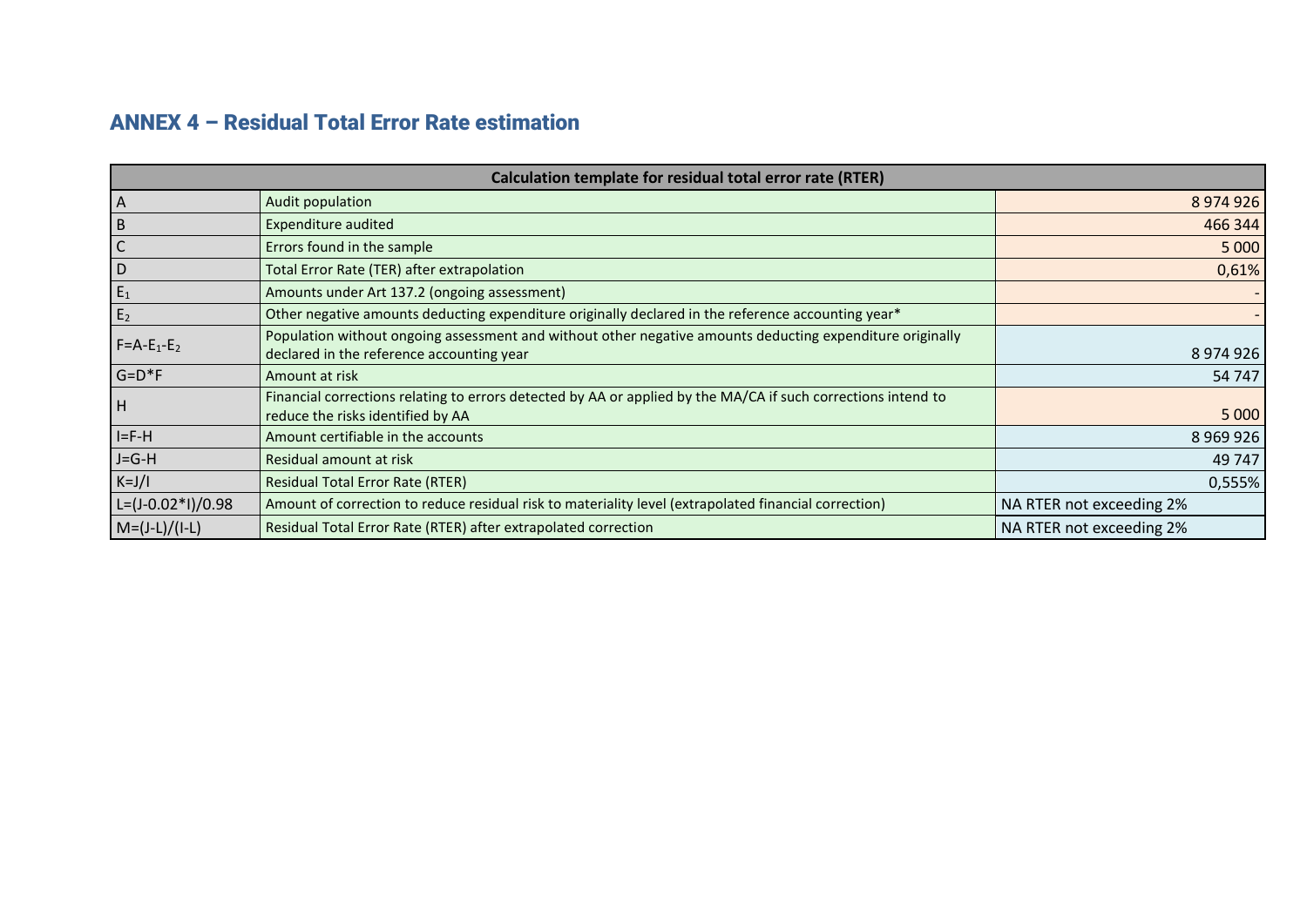## ANNEX 4 – Residual Total Error Rate estimation

| Calculation template for residual total error rate (RTER) | | |
|---|---|---|
| A | Audit population | 8 974 926 |
| B | Expenditure audited | 466 344 |
| C | Errors found in the sample | 5 000 |
| D | Total Error Rate (TER) after extrapolation | 0,61% |
| $E_1$ | Amounts under Art 137.2 (ongoing assessment) | - |
| $E_2$ | Other negative amounts deducting expenditure originally declared in the reference accounting year* | - |
| $F=A-E_1-E_2$ | Population without ongoing assessment and without other negative amounts deducting expenditure originally declared in the reference accounting year | 8 974 926 |
| G=D*F | Amount at risk | 54 747 |
| H | Financial corrections relating to errors detected by AA or applied by the MA/CA if such corrections intend to reduce the risks identified by AA | 5 000 |
| I=F-H | Amount certifiable in the accounts | 8 969 926 |
| J=G-H | Residual amount at risk | 49 747 |
| K=J/I | Residual Total Error Rate (RTER) | 0,555% |
| L=(J-0.02*I)/0.98 | Amount of correction to reduce residual risk to materiality level (extrapolated financial correction) | NA RTER not exceeding 2% |
| M=(J-L)/(I-L) | Residual Total Error Rate (RTER) after extrapolated correction | NA RTER not exceeding 2% |